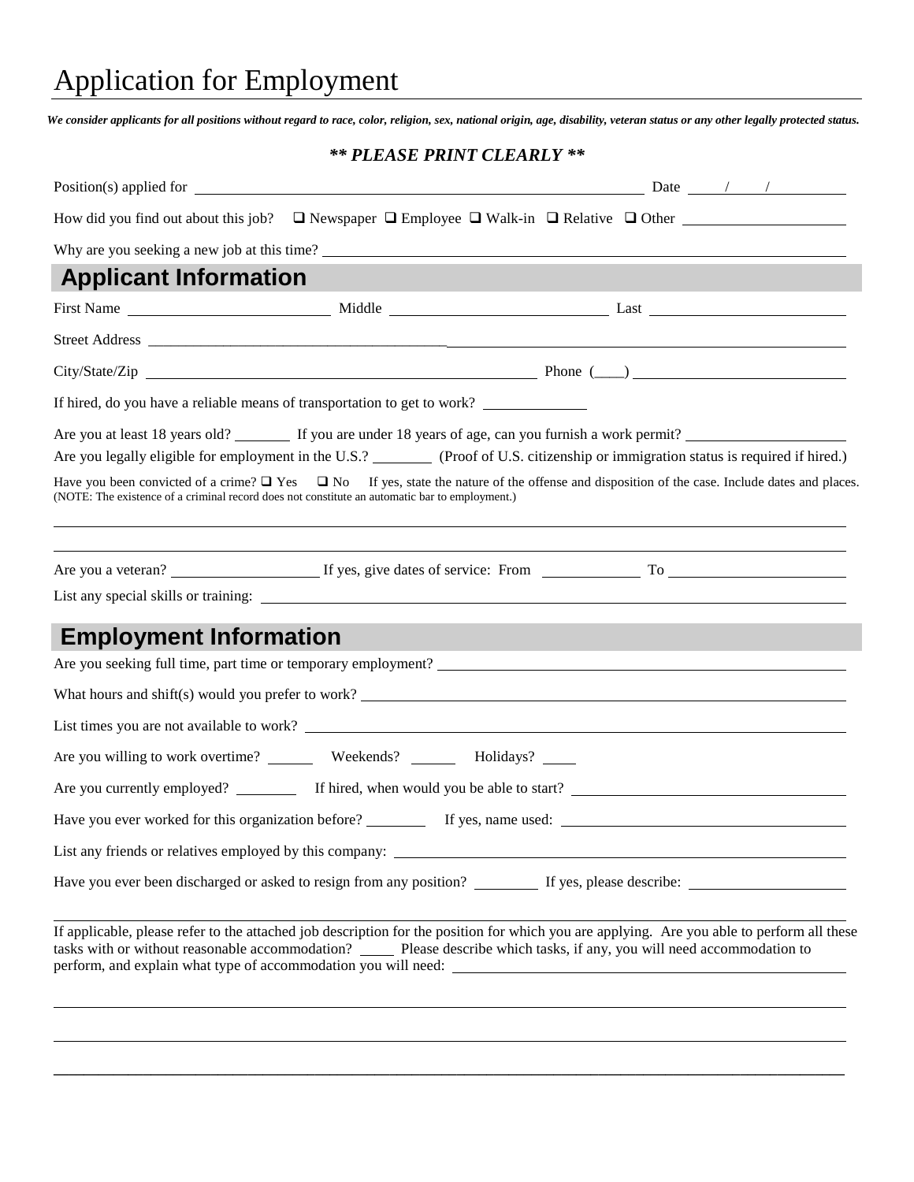# Application for Employment

***We consider applicants for all positions without regard to race, color, religion, sex, national origin, age, disability, veteran status or any other legally protected status.***

***\*\* PLEASE PRINT CLEARLY \*\****

Position(s) applied for ______________________________ Date ___/___/_____

How did you find out about this job? ❑ Newspaper ❑ Employee ❑ Walk-in ❑ Relative ❑ Other ______________

Why are you seeking a new job at this time? ______________________________

## Applicant Information

First Name ______________ Middle ______________ Last ______________

Street Address ______________________________

City/State/Zip ______________________________ Phone (____) ______________

If hired, do you have a reliable means of transportation to get to work? ________

Are you at least 18 years old? ______ If you are under 18 years of age, can you furnish a work permit? ______________

Are you legally eligible for employment in the U.S.? ______ (Proof of U.S. citizenship or immigration status is required if hired.)

Have you been convicted of a crime? ❑ Yes ❑ No If yes, state the nature of the offense and disposition of the case. Include dates and places. (NOTE: The existence of a criminal record does not constitute an automatic bar to employment.)

______________________________________________________________________

______________________________________________________________________

Are you a veteran? ______________ If yes, give dates of service: From ________ To ______________

List any special skills or training: ______________________________

## Employment Information

Are you seeking full time, part time or temporary employment? ______________________________

What hours and shift(s) would you prefer to work? ______________________________

List times you are not available to work? ______________________________

Are you willing to work overtime? ______ Weekends? ______ Holidays? ____

Are you currently employed? ______ If hired, when would you be able to start? ______________________

Have you ever worked for this organization before? ______ If yes, name used: ______________________

List any friends or relatives employed by this company: ______________________________

Have you ever been discharged or asked to resign from any position? ______ If yes, please describe: ______________

______________________________________________________________________

If applicable, please refer to the attached job description for the position for which you are applying. Are you able to perform all these tasks with or without reasonable accommodation? ____ Please describe which tasks, if any, you will need accommodation to perform, and explain what type of accommodation you will need: ______________________________

______________________________________________________________________

______________________________________________________________________

______________________________________________________________________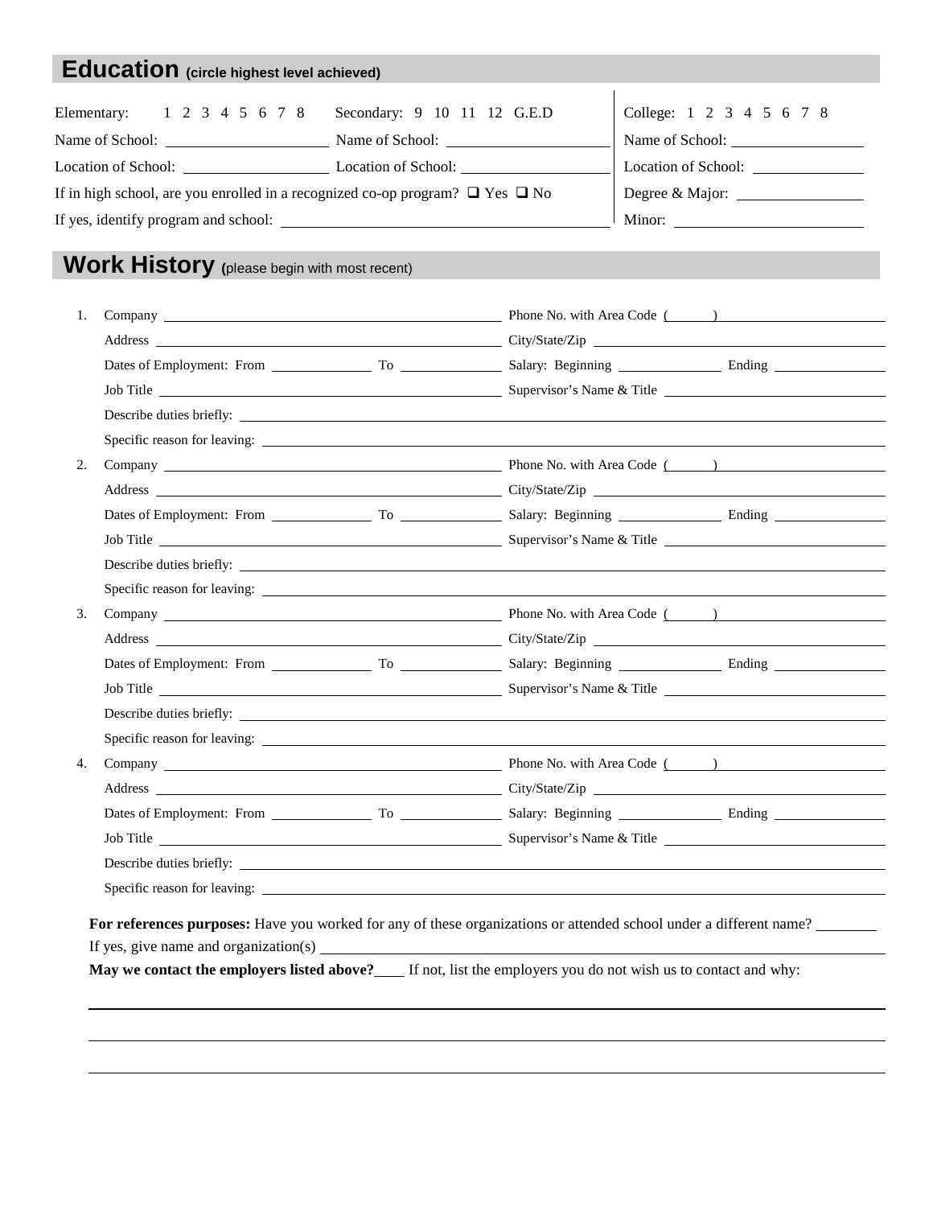## Education (circle highest level achieved)

Elementary: 1 2 3 4 5 6 7 8 Secondary: 9 10 11 12 G.E.D

Name of School: \_\_\_\_\_\_\_\_\_\_ Name of School: \_\_\_\_\_\_\_\_\_\_

Location of School: \_\_\_\_\_\_\_\_\_\_ Location of School: \_\_\_\_\_\_\_\_\_\_

If in high school, are you enrolled in a recognized co-op program? ❑ Yes ❑ No

If yes, identify program and school: \_\_\_\_\_\_\_\_\_\_

College: 1 2 3 4 5 6 7 8

Name of School: \_\_\_\_\_\_\_\_\_\_

Location of School: \_\_\_\_\_\_\_\_\_\_

Degree & Major: \_\_\_\_\_\_\_\_\_\_

Minor: \_\_\_\_\_\_\_\_\_\_

## Work History (please begin with most recent)

1. Company \_\_\_\_\_\_\_\_\_\_ Phone No. with Area Code ( ) \_\_\_\_\_\_\_\_\_\_
   Address \_\_\_\_\_\_\_\_\_\_ City/State/Zip \_\_\_\_\_\_\_\_\_\_
   Dates of Employment: From \_\_\_\_\_\_ To \_\_\_\_\_\_ Salary: Beginning \_\_\_\_\_\_ Ending \_\_\_\_\_\_
   Job Title \_\_\_\_\_\_\_\_\_\_ Supervisor's Name & Title \_\_\_\_\_\_\_\_\_\_
   Describe duties briefly: \_\_\_\_\_\_\_\_\_\_
   Specific reason for leaving: \_\_\_\_\_\_\_\_\_\_
2. Company \_\_\_\_\_\_\_\_\_\_ Phone No. with Area Code ( ) \_\_\_\_\_\_\_\_\_\_
   Address \_\_\_\_\_\_\_\_\_\_ City/State/Zip \_\_\_\_\_\_\_\_\_\_
   Dates of Employment: From \_\_\_\_\_\_ To \_\_\_\_\_\_ Salary: Beginning \_\_\_\_\_\_ Ending \_\_\_\_\_\_
   Job Title \_\_\_\_\_\_\_\_\_\_ Supervisor's Name & Title \_\_\_\_\_\_\_\_\_\_
   Describe duties briefly: \_\_\_\_\_\_\_\_\_\_
   Specific reason for leaving: \_\_\_\_\_\_\_\_\_\_
3. Company \_\_\_\_\_\_\_\_\_\_ Phone No. with Area Code ( ) \_\_\_\_\_\_\_\_\_\_
   Address \_\_\_\_\_\_\_\_\_\_ City/State/Zip \_\_\_\_\_\_\_\_\_\_
   Dates of Employment: From \_\_\_\_\_\_ To \_\_\_\_\_\_ Salary: Beginning \_\_\_\_\_\_ Ending \_\_\_\_\_\_
   Job Title \_\_\_\_\_\_\_\_\_\_ Supervisor's Name & Title \_\_\_\_\_\_\_\_\_\_
   Describe duties briefly: \_\_\_\_\_\_\_\_\_\_
   Specific reason for leaving: \_\_\_\_\_\_\_\_\_\_
4. Company \_\_\_\_\_\_\_\_\_\_ Phone No. with Area Code ( ) \_\_\_\_\_\_\_\_\_\_
   Address \_\_\_\_\_\_\_\_\_\_ City/State/Zip \_\_\_\_\_\_\_\_\_\_
   Dates of Employment: From \_\_\_\_\_\_ To \_\_\_\_\_\_ Salary: Beginning \_\_\_\_\_\_ Ending \_\_\_\_\_\_
   Job Title \_\_\_\_\_\_\_\_\_\_ Supervisor's Name & Title \_\_\_\_\_\_\_\_\_\_
   Describe duties briefly: \_\_\_\_\_\_\_\_\_\_
   Specific reason for leaving: \_\_\_\_\_\_\_\_\_\_

**For references purposes:** Have you worked for any of these organizations or attended school under a different name? \_\_\_\_\_\_

If yes, give name and organization(s) \_\_\_\_\_\_\_\_\_\_

**May we contact the employers listed above?** \_\_\_\_ If not, list the employers you do not wish us to contact and why:

\_\_\_\_\_\_\_\_\_\_

\_\_\_\_\_\_\_\_\_\_

\_\_\_\_\_\_\_\_\_\_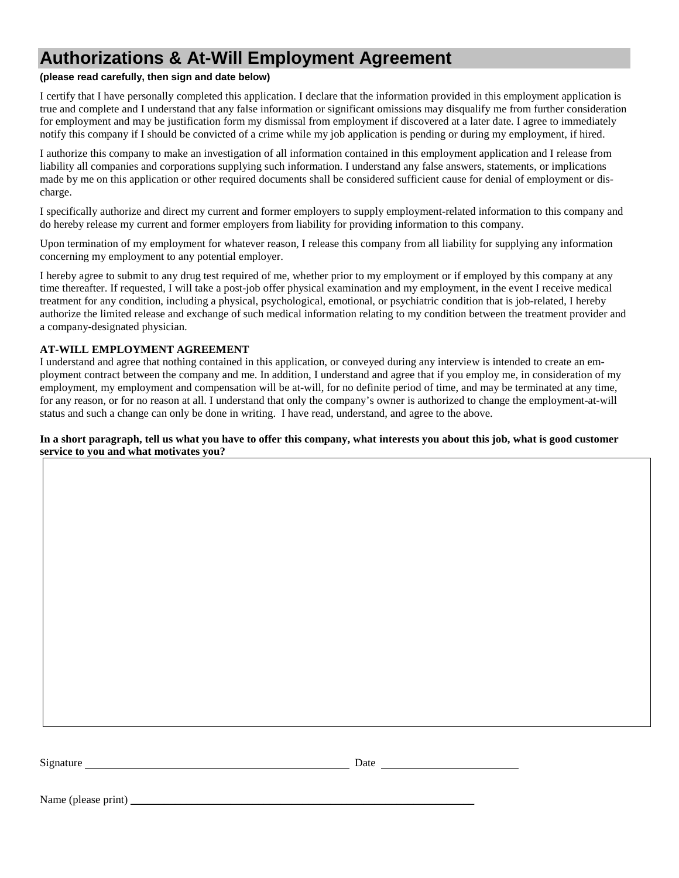## Authorizations & At-Will Employment Agreement

**(please read carefully, then sign and date below)**

I certify that I have personally completed this application. I declare that the information provided in this employment application is true and complete and I understand that any false information or significant omissions may disqualify me from further consideration for employment and may be justification form my dismissal from employment if discovered at a later date. I agree to immediately notify this company if I should be convicted of a crime while my job application is pending or during my employment, if hired.

I authorize this company to make an investigation of all information contained in this employment application and I release from liability all companies and corporations supplying such information. I understand any false answers, statements, or implications made by me on this application or other required documents shall be considered sufficient cause for denial of employment or discharge.

I specifically authorize and direct my current and former employers to supply employment-related information to this company and do hereby release my current and former employers from liability for providing information to this company.

Upon termination of my employment for whatever reason, I release this company from all liability for supplying any information concerning my employment to any potential employer.

I hereby agree to submit to any drug test required of me, whether prior to my employment or if employed by this company at any time thereafter. If requested, I will take a post-job offer physical examination and my employment, in the event I receive medical treatment for any condition, including a physical, psychological, emotional, or psychiatric condition that is job-related, I hereby authorize the limited release and exchange of such medical information relating to my condition between the treatment provider and a company-designated physician.

**AT-WILL EMPLOYMENT AGREEMENT**

I understand and agree that nothing contained in this application, or conveyed during any interview is intended to create an employment contract between the company and me. In addition, I understand and agree that if you employ me, in consideration of my employment, my employment and compensation will be at-will, for no definite period of time, and may be terminated at any time, for any reason, or for no reason at all. I understand that only the company's owner is authorized to change the employment-at-will status and such a change can only be done in writing. I have read, understand, and agree to the above.

**In a short paragraph, tell us what you have to offer this company, what interests you about this job, what is good customer service to you and what motivates you?**

Signature ______________________________ Date ____________________

Name (please print) ____________________________________________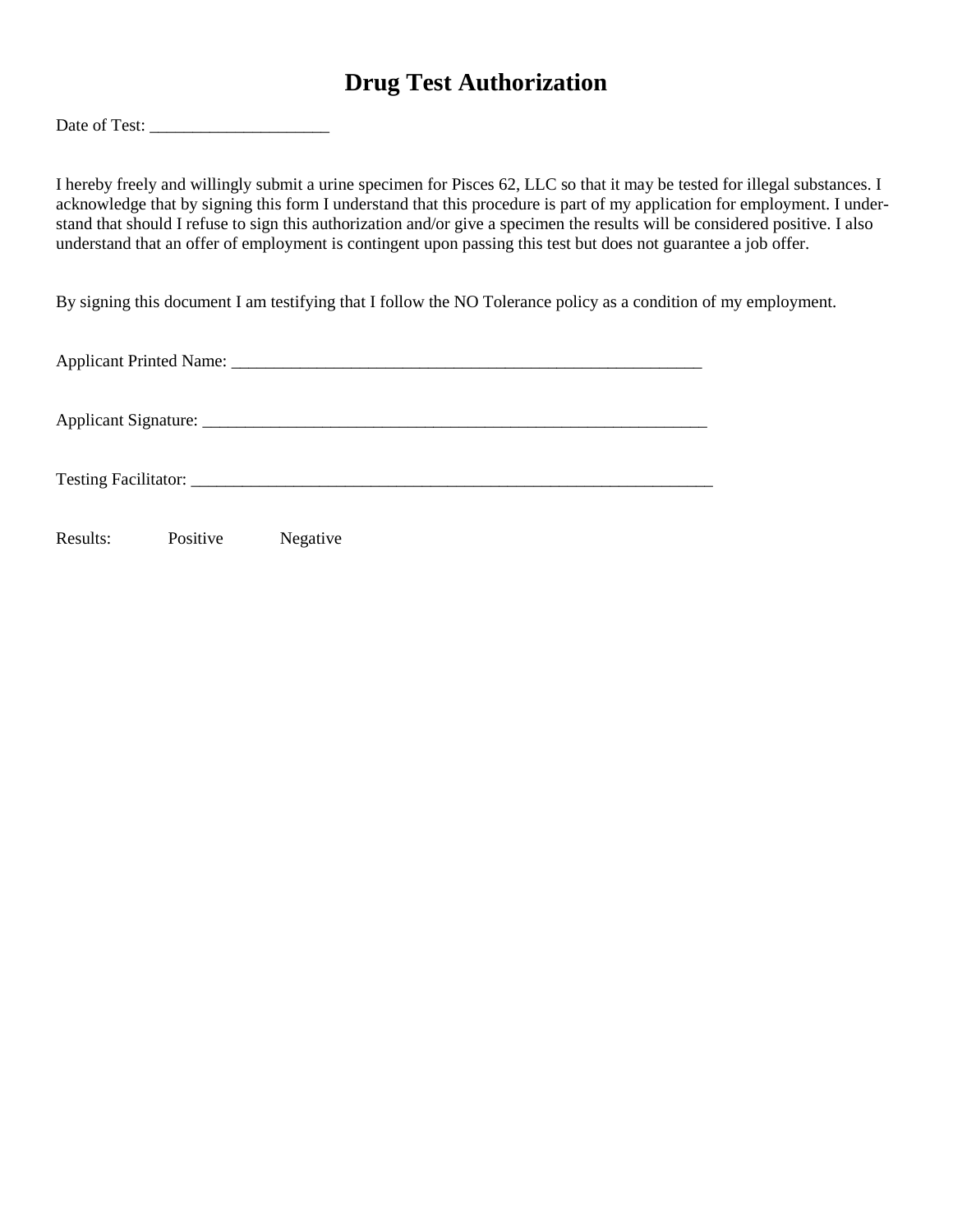# Drug Test Authorization

Date of Test: _____________________

I hereby freely and willingly submit a urine specimen for Pisces 62, LLC so that it may be tested for illegal substances. I acknowledge that by signing this form I understand that this procedure is part of my application for employment. I understand that should I refuse to sign this authorization and/or give a specimen the results will be considered positive. I also understand that an offer of employment is contingent upon passing this test but does not guarantee a job offer.

By signing this document I am testifying that I follow the NO Tolerance policy as a condition of my employment.

Applicant Printed Name: _________________________________________________________

Applicant Signature: ______________________________________________________________

Testing Facilitator: _______________________________________________________________

Results: Positive Negative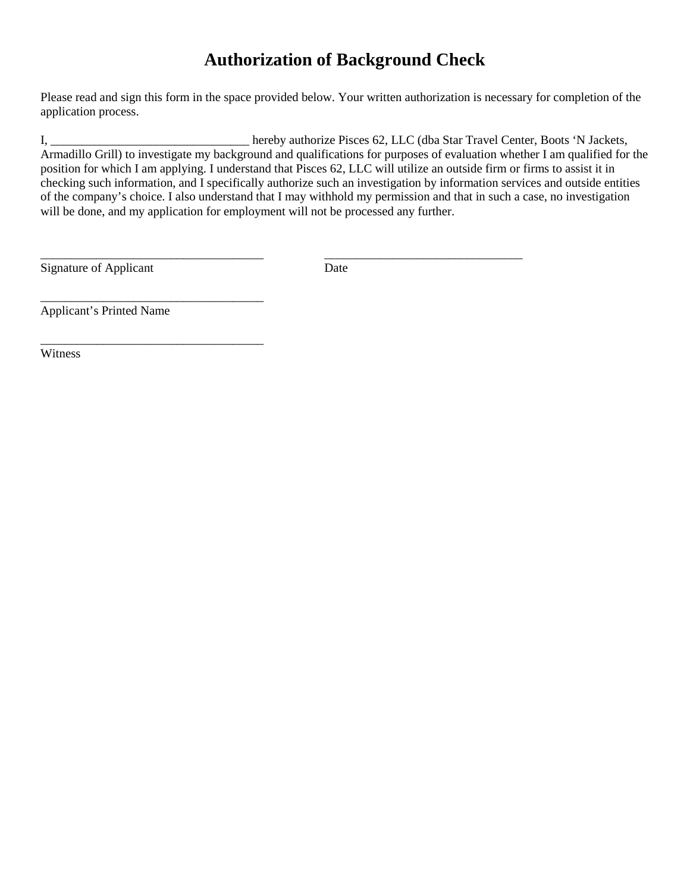# Authorization of Background Check

Please read and sign this form in the space provided below. Your written authorization is necessary for completion of the application process.

I, _________________________________ hereby authorize Pisces 62, LLC (dba Star Travel Center, Boots 'N Jackets, Armadillo Grill) to investigate my background and qualifications for purposes of evaluation whether I am qualified for the position for which I am applying. I understand that Pisces 62, LLC will utilize an outside firm or firms to assist it in checking such information, and I specifically authorize such an investigation by information services and outside entities of the company's choice. I also understand that I may withhold my permission and that in such a case, no investigation will be done, and my application for employment will not be processed any further.

_____________________________________ _________________________________
Signature of Applicant Date

_____________________________________
Applicant's Printed Name

_____________________________________
Witness